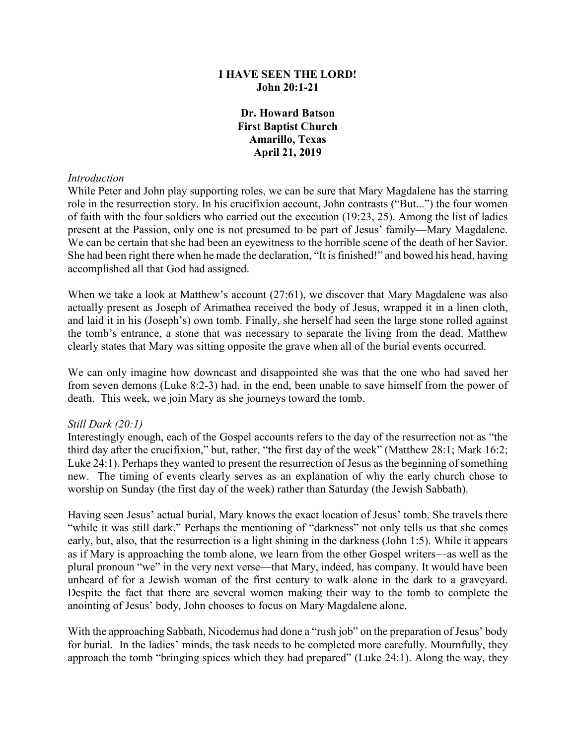**I HAVE SEEN THE LORD!**
**John 20:1-21**

**Dr. Howard Batson**
**First Baptist Church**
**Amarillo, Texas**
**April 21, 2019**

*Introduction*

While Peter and John play supporting roles, we can be sure that Mary Magdalene has the starring role in the resurrection story. In his crucifixion account, John contrasts ("But...") the four women of faith with the four soldiers who carried out the execution (19:23, 25). Among the list of ladies present at the Passion, only one is not presumed to be part of Jesus' family—Mary Magdalene. We can be certain that she had been an eyewitness to the horrible scene of the death of her Savior. She had been right there when he made the declaration, "It is finished!" and bowed his head, having accomplished all that God had assigned.

When we take a look at Matthew's account (27:61), we discover that Mary Magdalene was also actually present as Joseph of Arimathea received the body of Jesus, wrapped it in a linen cloth, and laid it in his (Joseph's) own tomb. Finally, she herself had seen the large stone rolled against the tomb's entrance, a stone that was necessary to separate the living from the dead. Matthew clearly states that Mary was sitting opposite the grave when all of the burial events occurred.

We can only imagine how downcast and disappointed she was that the one who had saved her from seven demons (Luke 8:2-3) had, in the end, been unable to save himself from the power of death. This week, we join Mary as she journeys toward the tomb.

*Still Dark (20:1)*

Interestingly enough, each of the Gospel accounts refers to the day of the resurrection not as "the third day after the crucifixion," but, rather, "the first day of the week" (Matthew 28:1; Mark 16:2; Luke 24:1). Perhaps they wanted to present the resurrection of Jesus as the beginning of something new. The timing of events clearly serves as an explanation of why the early church chose to worship on Sunday (the first day of the week) rather than Saturday (the Jewish Sabbath).

Having seen Jesus' actual burial, Mary knows the exact location of Jesus' tomb. She travels there "while it was still dark." Perhaps the mentioning of "darkness" not only tells us that she comes early, but, also, that the resurrection is a light shining in the darkness (John 1:5). While it appears as if Mary is approaching the tomb alone, we learn from the other Gospel writers—as well as the plural pronoun "we" in the very next verse—that Mary, indeed, has company. It would have been unheard of for a Jewish woman of the first century to walk alone in the dark to a graveyard. Despite the fact that there are several women making their way to the tomb to complete the anointing of Jesus' body, John chooses to focus on Mary Magdalene alone.

With the approaching Sabbath, Nicodemus had done a "rush job" on the preparation of Jesus' body for burial. In the ladies' minds, the task needs to be completed more carefully. Mournfully, they approach the tomb "bringing spices which they had prepared" (Luke 24:1). Along the way, they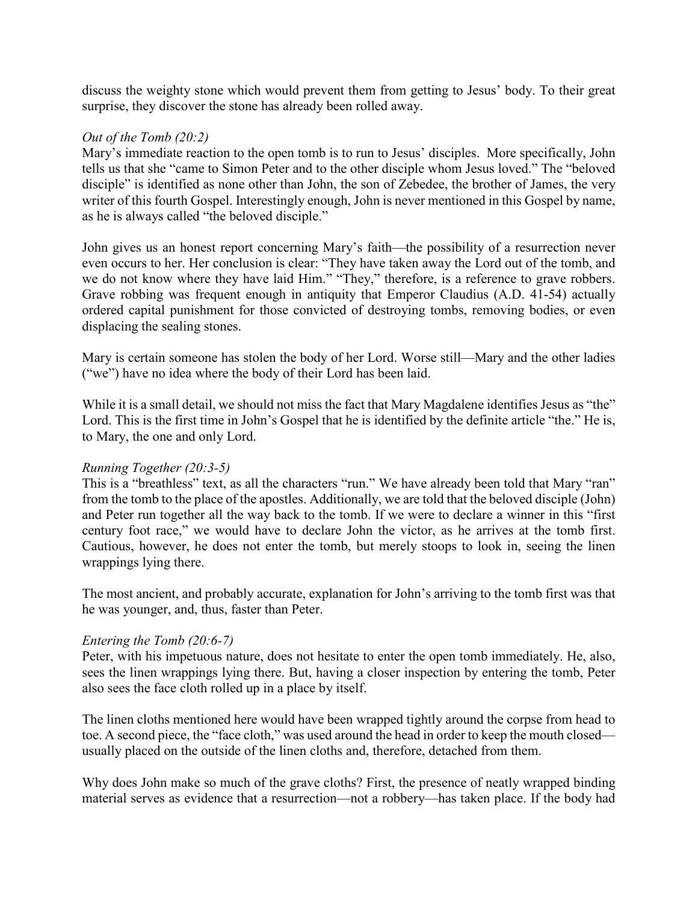discuss the weighty stone which would prevent them from getting to Jesus' body. To their great surprise, they discover the stone has already been rolled away.

*Out of the Tomb (20:2)*

Mary's immediate reaction to the open tomb is to run to Jesus' disciples. More specifically, John tells us that she "came to Simon Peter and to the other disciple whom Jesus loved." The "beloved disciple" is identified as none other than John, the son of Zebedee, the brother of James, the very writer of this fourth Gospel. Interestingly enough, John is never mentioned in this Gospel by name, as he is always called "the beloved disciple."

John gives us an honest report concerning Mary's faith—the possibility of a resurrection never even occurs to her. Her conclusion is clear: "They have taken away the Lord out of the tomb, and we do not know where they have laid Him." "They," therefore, is a reference to grave robbers. Grave robbing was frequent enough in antiquity that Emperor Claudius (A.D. 41-54) actually ordered capital punishment for those convicted of destroying tombs, removing bodies, or even displacing the sealing stones.

Mary is certain someone has stolen the body of her Lord. Worse still—Mary and the other ladies ("we") have no idea where the body of their Lord has been laid.

While it is a small detail, we should not miss the fact that Mary Magdalene identifies Jesus as "the" Lord. This is the first time in John's Gospel that he is identified by the definite article "the." He is, to Mary, the one and only Lord.

*Running Together (20:3-5)*

This is a "breathless" text, as all the characters "run." We have already been told that Mary "ran" from the tomb to the place of the apostles. Additionally, we are told that the beloved disciple (John) and Peter run together all the way back to the tomb. If we were to declare a winner in this "first century foot race," we would have to declare John the victor, as he arrives at the tomb first. Cautious, however, he does not enter the tomb, but merely stoops to look in, seeing the linen wrappings lying there.

The most ancient, and probably accurate, explanation for John's arriving to the tomb first was that he was younger, and, thus, faster than Peter.

*Entering the Tomb (20:6-7)*

Peter, with his impetuous nature, does not hesitate to enter the open tomb immediately. He, also, sees the linen wrappings lying there. But, having a closer inspection by entering the tomb, Peter also sees the face cloth rolled up in a place by itself.

The linen cloths mentioned here would have been wrapped tightly around the corpse from head to toe. A second piece, the "face cloth," was used around the head in order to keep the mouth closed—usually placed on the outside of the linen cloths and, therefore, detached from them.

Why does John make so much of the grave cloths? First, the presence of neatly wrapped binding material serves as evidence that a resurrection—not a robbery—has taken place. If the body had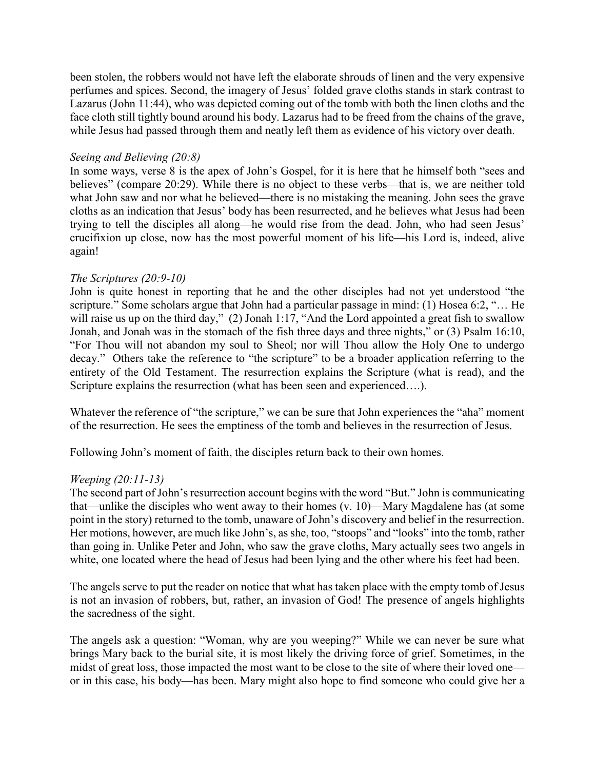been stolen, the robbers would not have left the elaborate shrouds of linen and the very expensive perfumes and spices. Second, the imagery of Jesus' folded grave cloths stands in stark contrast to Lazarus (John 11:44), who was depicted coming out of the tomb with both the linen cloths and the face cloth still tightly bound around his body. Lazarus had to be freed from the chains of the grave, while Jesus had passed through them and neatly left them as evidence of his victory over death.

*Seeing and Believing (20:8)*
In some ways, verse 8 is the apex of John's Gospel, for it is here that he himself both "sees and believes" (compare 20:29). While there is no object to these verbs—that is, we are neither told what John saw and nor what he believed—there is no mistaking the meaning. John sees the grave cloths as an indication that Jesus' body has been resurrected, and he believes what Jesus had been trying to tell the disciples all along—he would rise from the dead. John, who had seen Jesus' crucifixion up close, now has the most powerful moment of his life—his Lord is, indeed, alive again!

*The Scriptures (20:9-10)*
John is quite honest in reporting that he and the other disciples had not yet understood "the scripture." Some scholars argue that John had a particular passage in mind: (1) Hosea 6:2, "… He will raise us up on the third day," (2) Jonah 1:17, "And the Lord appointed a great fish to swallow Jonah, and Jonah was in the stomach of the fish three days and three nights," or (3) Psalm 16:10, "For Thou will not abandon my soul to Sheol; nor will Thou allow the Holy One to undergo decay." Others take the reference to "the scripture" to be a broader application referring to the entirety of the Old Testament. The resurrection explains the Scripture (what is read), and the Scripture explains the resurrection (what has been seen and experienced….).

Whatever the reference of "the scripture," we can be sure that John experiences the "aha" moment of the resurrection. He sees the emptiness of the tomb and believes in the resurrection of Jesus.

Following John's moment of faith, the disciples return back to their own homes.

*Weeping (20:11-13)*
The second part of John's resurrection account begins with the word "But." John is communicating that—unlike the disciples who went away to their homes (v. 10)—Mary Magdalene has (at some point in the story) returned to the tomb, unaware of John's discovery and belief in the resurrection. Her motions, however, are much like John's, as she, too, "stoops" and "looks" into the tomb, rather than going in. Unlike Peter and John, who saw the grave cloths, Mary actually sees two angels in white, one located where the head of Jesus had been lying and the other where his feet had been.

The angels serve to put the reader on notice that what has taken place with the empty tomb of Jesus is not an invasion of robbers, but, rather, an invasion of God! The presence of angels highlights the sacredness of the sight.

The angels ask a question: "Woman, why are you weeping?" While we can never be sure what brings Mary back to the burial site, it is most likely the driving force of grief. Sometimes, in the midst of great loss, those impacted the most want to be close to the site of where their loved one—or in this case, his body—has been. Mary might also hope to find someone who could give her a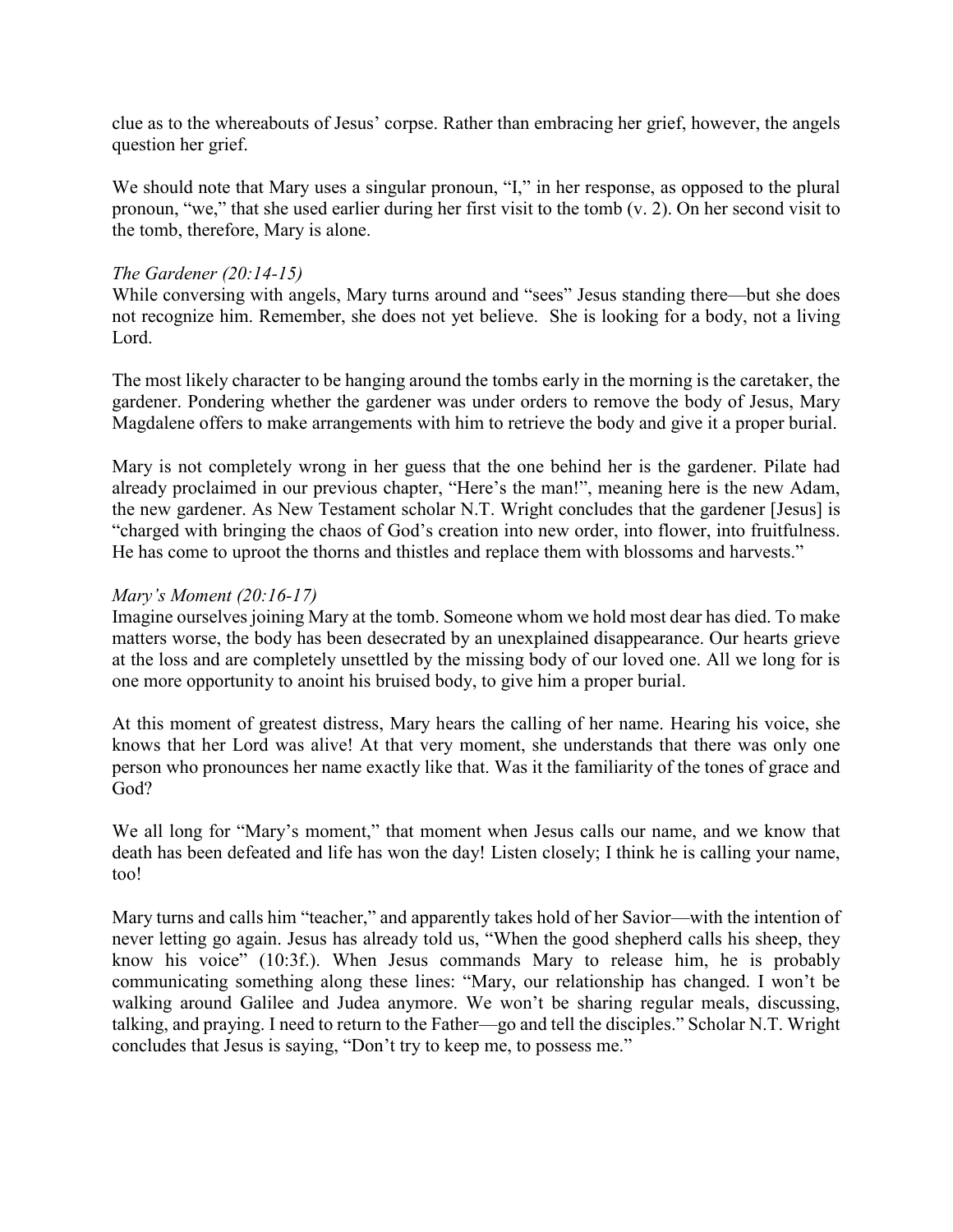clue as to the whereabouts of Jesus' corpse. Rather than embracing her grief, however, the angels question her grief.

We should note that Mary uses a singular pronoun, "I," in her response, as opposed to the plural pronoun, "we," that she used earlier during her first visit to the tomb (v. 2). On her second visit to the tomb, therefore, Mary is alone.

*The Gardener (20:14-15)*

While conversing with angels, Mary turns around and "sees" Jesus standing there—but she does not recognize him. Remember, she does not yet believe. She is looking for a body, not a living Lord.

The most likely character to be hanging around the tombs early in the morning is the caretaker, the gardener. Pondering whether the gardener was under orders to remove the body of Jesus, Mary Magdalene offers to make arrangements with him to retrieve the body and give it a proper burial.

Mary is not completely wrong in her guess that the one behind her is the gardener. Pilate had already proclaimed in our previous chapter, "Here's the man!", meaning here is the new Adam, the new gardener. As New Testament scholar N.T. Wright concludes that the gardener [Jesus] is "charged with bringing the chaos of God's creation into new order, into flower, into fruitfulness. He has come to uproot the thorns and thistles and replace them with blossoms and harvests."

*Mary's Moment (20:16-17)*

Imagine ourselves joining Mary at the tomb. Someone whom we hold most dear has died. To make matters worse, the body has been desecrated by an unexplained disappearance. Our hearts grieve at the loss and are completely unsettled by the missing body of our loved one. All we long for is one more opportunity to anoint his bruised body, to give him a proper burial.

At this moment of greatest distress, Mary hears the calling of her name. Hearing his voice, she knows that her Lord was alive! At that very moment, she understands that there was only one person who pronounces her name exactly like that. Was it the familiarity of the tones of grace and God?

We all long for "Mary's moment," that moment when Jesus calls our name, and we know that death has been defeated and life has won the day! Listen closely; I think he is calling your name, too!

Mary turns and calls him "teacher," and apparently takes hold of her Savior—with the intention of never letting go again. Jesus has already told us, "When the good shepherd calls his sheep, they know his voice" (10:3f.). When Jesus commands Mary to release him, he is probably communicating something along these lines: "Mary, our relationship has changed. I won't be walking around Galilee and Judea anymore. We won't be sharing regular meals, discussing, talking, and praying. I need to return to the Father—go and tell the disciples." Scholar N.T. Wright concludes that Jesus is saying, "Don't try to keep me, to possess me."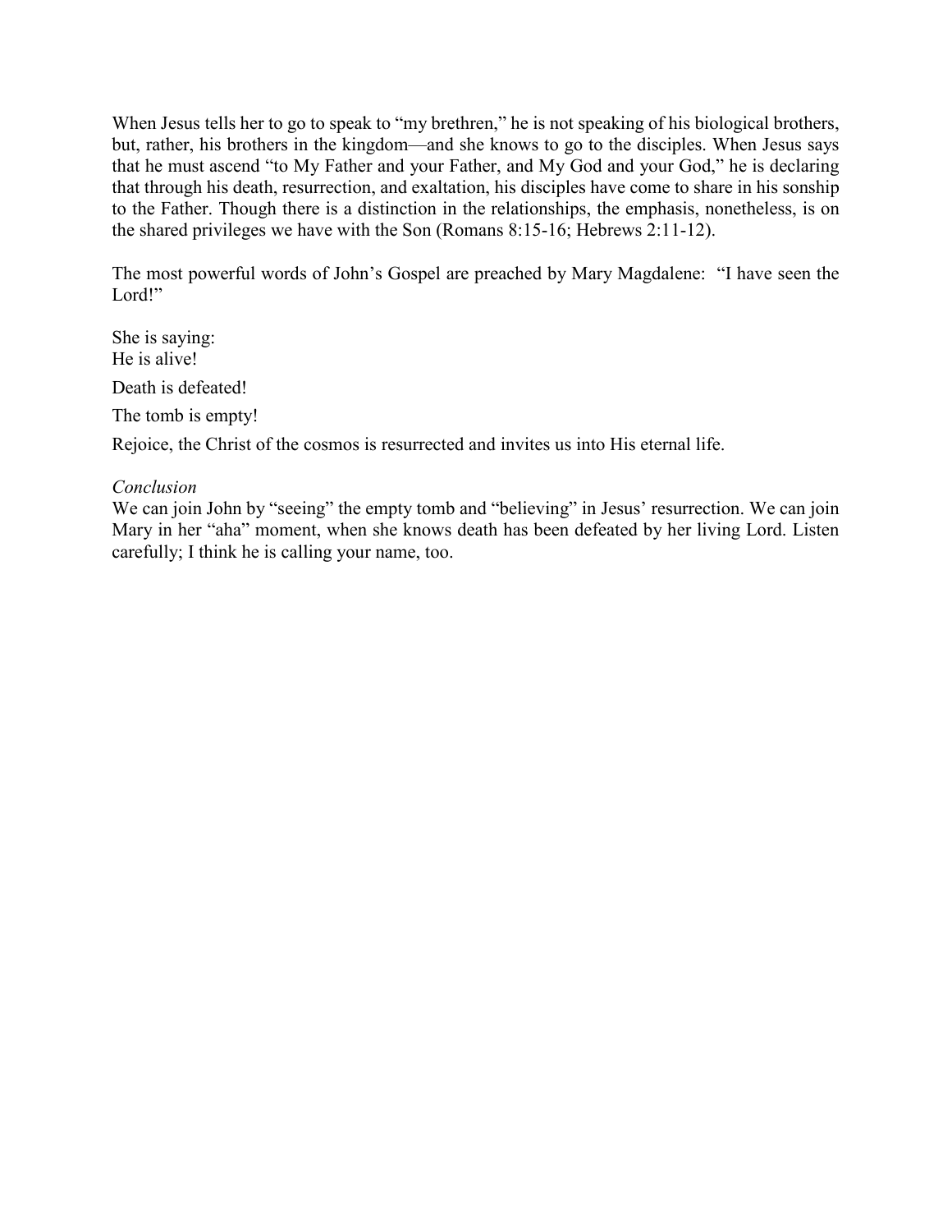When Jesus tells her to go to speak to "my brethren," he is not speaking of his biological brothers, but, rather, his brothers in the kingdom—and she knows to go to the disciples. When Jesus says that he must ascend "to My Father and your Father, and My God and your God," he is declaring that through his death, resurrection, and exaltation, his disciples have come to share in his sonship to the Father. Though there is a distinction in the relationships, the emphasis, nonetheless, is on the shared privileges we have with the Son (Romans 8:15-16; Hebrews 2:11-12).

The most powerful words of John's Gospel are preached by Mary Magdalene: "I have seen the Lord!"

She is saying:
He is alive!

Death is defeated!

The tomb is empty!

Rejoice, the Christ of the cosmos is resurrected and invites us into His eternal life.

*Conclusion*

We can join John by "seeing" the empty tomb and "believing" in Jesus' resurrection. We can join Mary in her "aha" moment, when she knows death has been defeated by her living Lord. Listen carefully; I think he is calling your name, too.